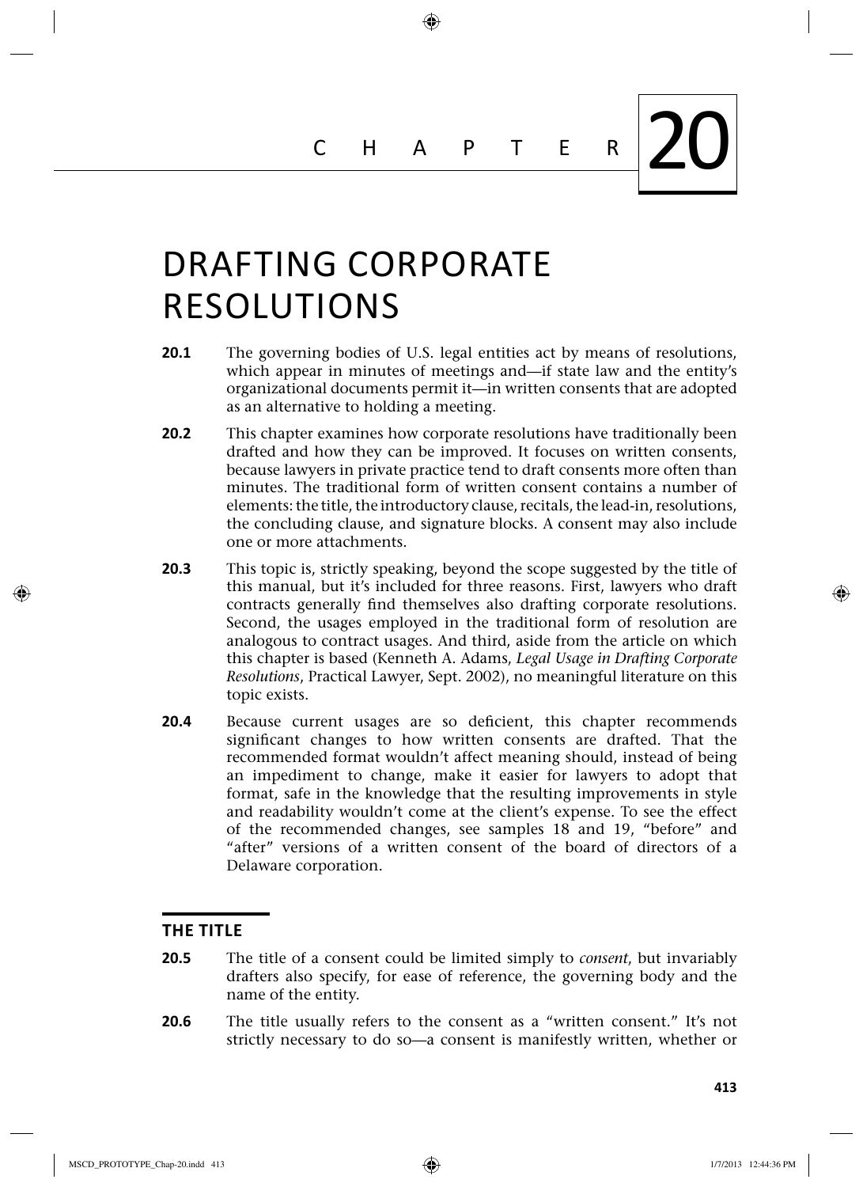# CHAPTER 20

# DRAFTING CORPORATE RESOLUTIONS

**20.1** The governing bodies of U.S. legal entities act by means of resolutions, which appear in minutes of meetings and—if state law and the entity's organizational documents permit it—in written consents that are adopted as an alternative to holding a meeting.

**20.2** This chapter examines how corporate resolutions have traditionally been drafted and how they can be improved. It focuses on written consents, because lawyers in private practice tend to draft consents more often than minutes. The traditional form of written consent contains a number of elements: the title, the introductory clause, recitals, the lead-in, resolutions, the concluding clause, and signature blocks. A consent may also include one or more attachments.

**20.3** This topic is, strictly speaking, beyond the scope suggested by the title of this manual, but it's included for three reasons. First, lawyers who draft contracts generally find themselves also drafting corporate resolutions. Second, the usages employed in the traditional form of resolution are analogous to contract usages. And third, aside from the article on which this chapter is based (Kenneth A. Adams, *Legal Usage in Drafting Corporate Resolutions*, Practical Lawyer, Sept. 2002), no meaningful literature on this topic exists.

**20.4** Because current usages are so deficient, this chapter recommends significant changes to how written consents are drafted. That the recommended format wouldn't affect meaning should, instead of being an impediment to change, make it easier for lawyers to adopt that format, safe in the knowledge that the resulting improvements in style and readability wouldn't come at the client's expense. To see the effect of the recommended changes, see samples 18 and 19, "before" and "after" versions of a written consent of the board of directors of a Delaware corporation.

## THE TITLE

**20.5** The title of a consent could be limited simply to *consent*, but invariably drafters also specify, for ease of reference, the governing body and the name of the entity.

**20.6** The title usually refers to the consent as a "written consent." It's not strictly necessary to do so—a consent is manifestly written, whether or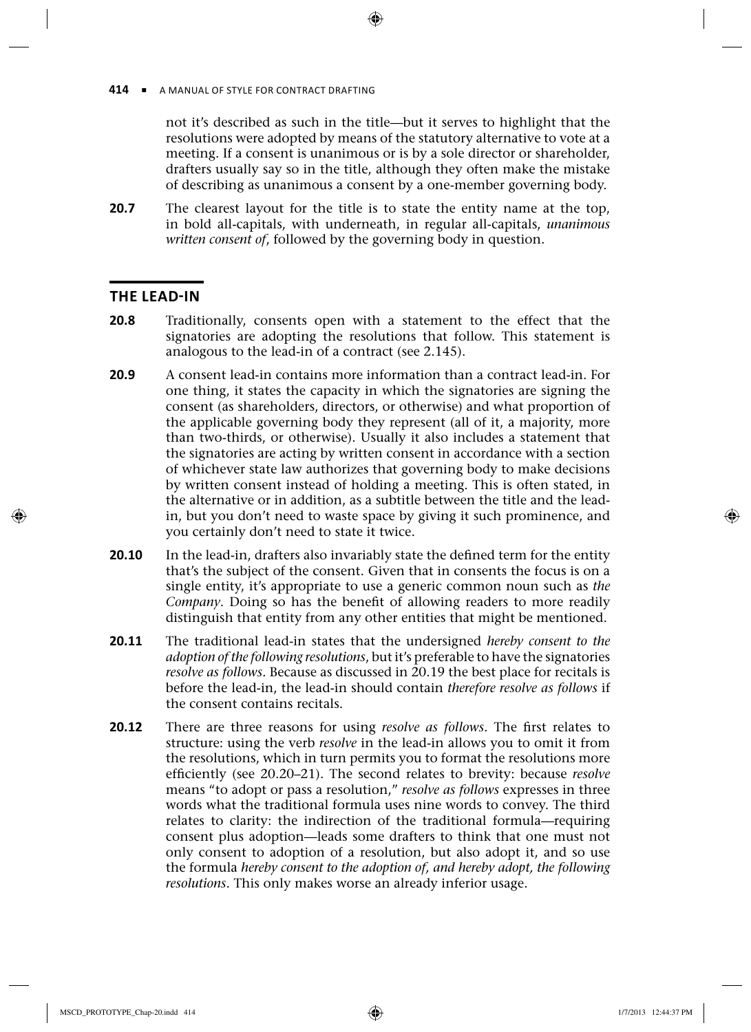not it's described as such in the title—but it serves to highlight that the resolutions were adopted by means of the statutory alternative to vote at a meeting. If a consent is unanimous or is by a sole director or shareholder, drafters usually say so in the title, although they often make the mistake of describing as unanimous a consent by a one-member governing body.

**20.7** The clearest layout for the title is to state the entity name at the top, in bold all-capitals, with underneath, in regular all-capitals, *unanimous written consent of*, followed by the governing body in question.

## THE LEAD-IN

**20.8** Traditionally, consents open with a statement to the effect that the signatories are adopting the resolutions that follow. This statement is analogous to the lead-in of a contract (see 2.145).

**20.9** A consent lead-in contains more information than a contract lead-in. For one thing, it states the capacity in which the signatories are signing the consent (as shareholders, directors, or otherwise) and what proportion of the applicable governing body they represent (all of it, a majority, more than two-thirds, or otherwise). Usually it also includes a statement that the signatories are acting by written consent in accordance with a section of whichever state law authorizes that governing body to make decisions by written consent instead of holding a meeting. This is often stated, in the alternative or in addition, as a subtitle between the title and the lead-in, but you don't need to waste space by giving it such prominence, and you certainly don't need to state it twice.

**20.10** In the lead-in, drafters also invariably state the defined term for the entity that's the subject of the consent. Given that in consents the focus is on a single entity, it's appropriate to use a generic common noun such as *the Company*. Doing so has the benefit of allowing readers to more readily distinguish that entity from any other entities that might be mentioned.

**20.11** The traditional lead-in states that the undersigned *hereby consent to the adoption of the following resolutions*, but it's preferable to have the signatories *resolve as follows*. Because as discussed in 20.19 the best place for recitals is before the lead-in, the lead-in should contain *therefore resolve as follows* if the consent contains recitals.

**20.12** There are three reasons for using *resolve as follows*. The first relates to structure: using the verb *resolve* in the lead-in allows you to omit it from the resolutions, which in turn permits you to format the resolutions more efficiently (see 20.20–21). The second relates to brevity: because *resolve* means "to adopt or pass a resolution," *resolve as follows* expresses in three words what the traditional formula uses nine words to convey. The third relates to clarity: the indirection of the traditional formula—requiring consent plus adoption—leads some drafters to think that one must not only consent to adoption of a resolution, but also adopt it, and so use the formula *hereby consent to the adoption of, and hereby adopt, the following resolutions*. This only makes worse an already inferior usage.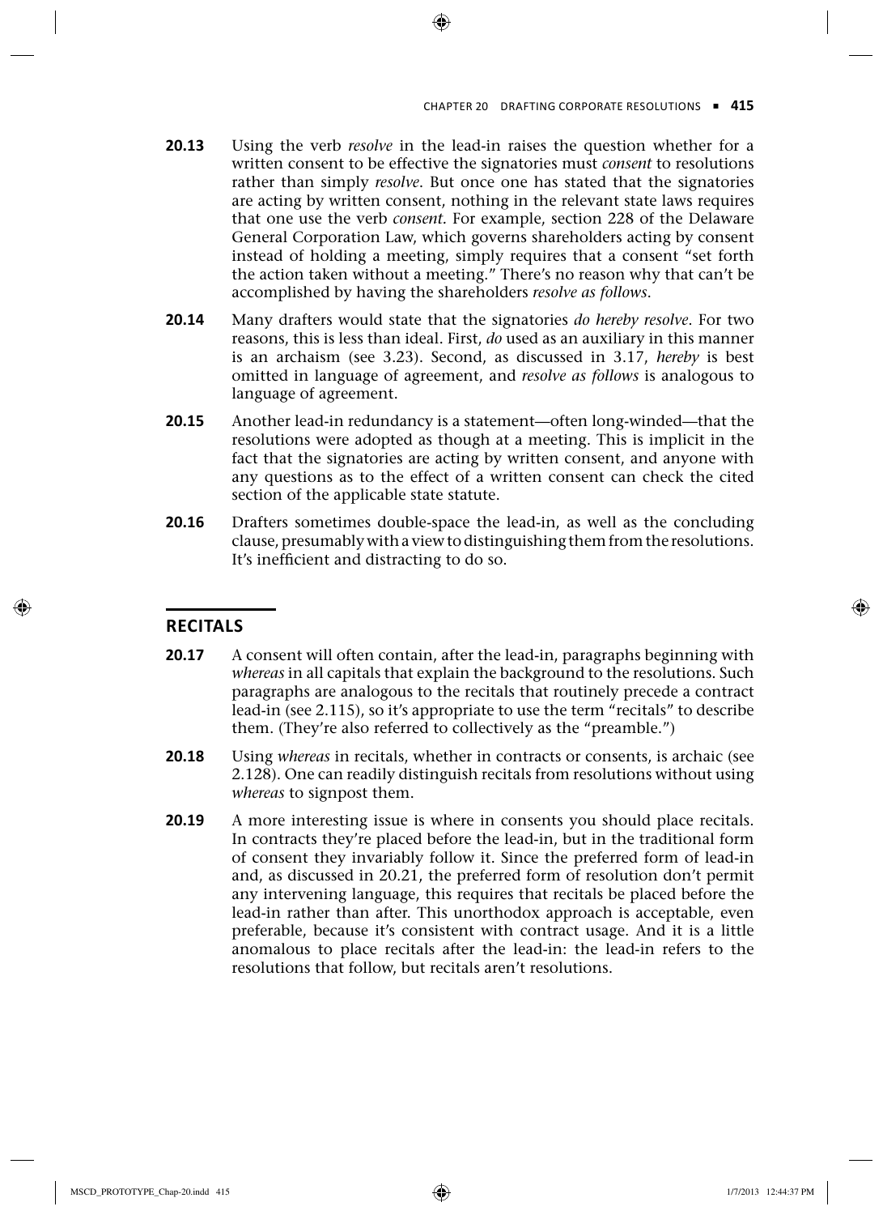**20.13** Using the verb *resolve* in the lead-in raises the question whether for a written consent to be effective the signatories must *consent* to resolutions rather than simply *resolve*. But once one has stated that the signatories are acting by written consent, nothing in the relevant state laws requires that one use the verb *consent.* For example, section 228 of the Delaware General Corporation Law, which governs shareholders acting by consent instead of holding a meeting, simply requires that a consent "set forth the action taken without a meeting." There's no reason why that can't be accomplished by having the shareholders *resolve as follows*.

**20.14** Many drafters would state that the signatories *do hereby resolve*. For two reasons, this is less than ideal. First, *do* used as an auxiliary in this manner is an archaism (see 3.23). Second, as discussed in 3.17, *hereby* is best omitted in language of agreement, and *resolve as follows* is analogous to language of agreement.

**20.15** Another lead-in redundancy is a statement—often long-winded—that the resolutions were adopted as though at a meeting. This is implicit in the fact that the signatories are acting by written consent, and anyone with any questions as to the effect of a written consent can check the cited section of the applicable state statute.

**20.16** Drafters sometimes double-space the lead-in, as well as the concluding clause, presumably with a view to distinguishing them from the resolutions. It's inefficient and distracting to do so.

## RECITALS

**20.17** A consent will often contain, after the lead-in, paragraphs beginning with *whereas* in all capitals that explain the background to the resolutions. Such paragraphs are analogous to the recitals that routinely precede a contract lead-in (see 2.115), so it's appropriate to use the term "recitals" to describe them. (They're also referred to collectively as the "preamble.")

**20.18** Using *whereas* in recitals, whether in contracts or consents, is archaic (see 2.128). One can readily distinguish recitals from resolutions without using *whereas* to signpost them.

**20.19** A more interesting issue is where in consents you should place recitals. In contracts they're placed before the lead-in, but in the traditional form of consent they invariably follow it. Since the preferred form of lead-in and, as discussed in 20.21, the preferred form of resolution don't permit any intervening language, this requires that recitals be placed before the lead-in rather than after. This unorthodox approach is acceptable, even preferable, because it's consistent with contract usage. And it is a little anomalous to place recitals after the lead-in: the lead-in refers to the resolutions that follow, but recitals aren't resolutions.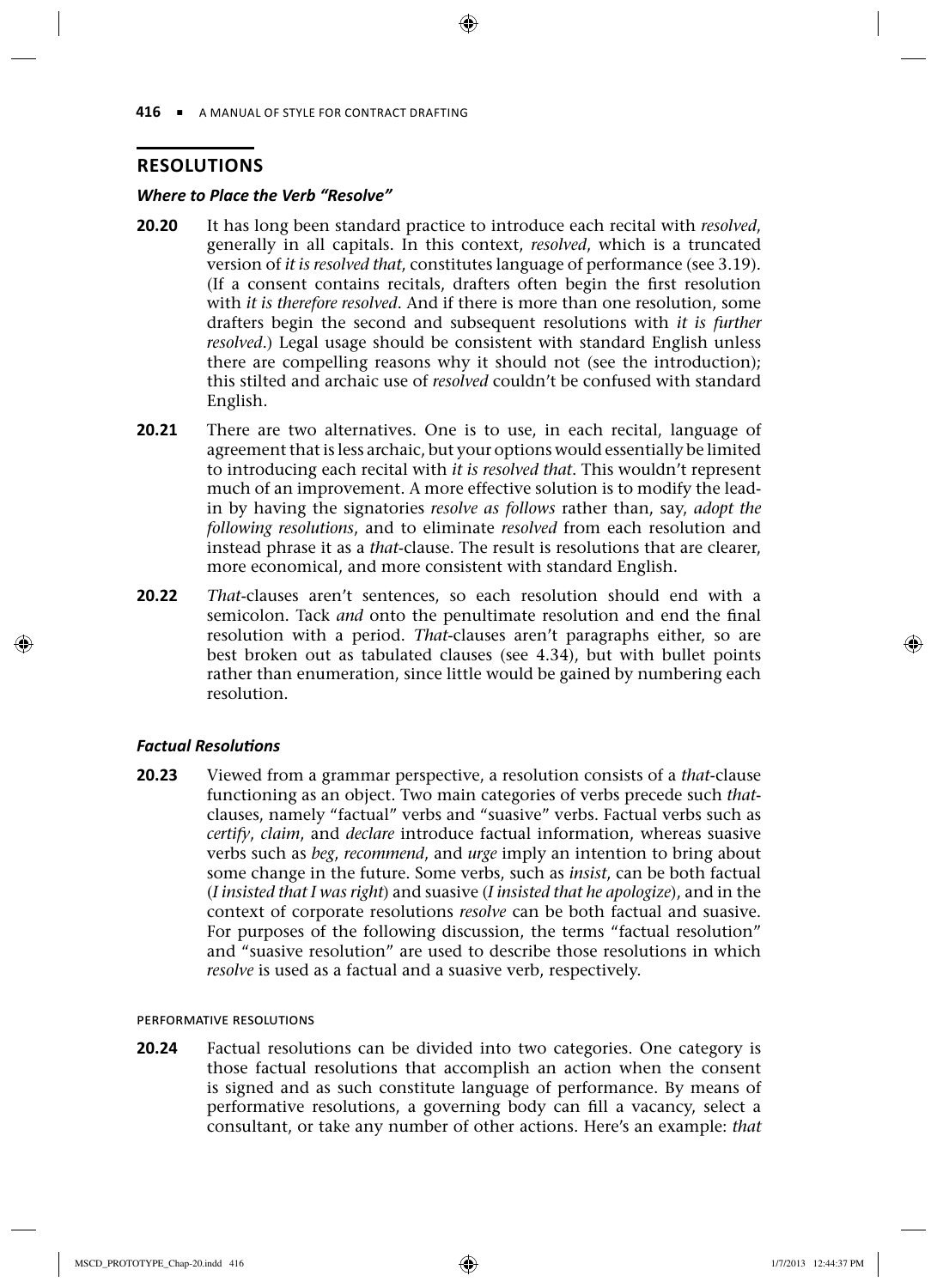## RESOLUTIONS

### *Where to Place the Verb "Resolve"*

**20.20** It has long been standard practice to introduce each recital with *resolved*, generally in all capitals. In this context, *resolved*, which is a truncated version of *it is resolved that*, constitutes language of performance (see 3.19). (If a consent contains recitals, drafters often begin the first resolution with *it is therefore resolved*. And if there is more than one resolution, some drafters begin the second and subsequent resolutions with *it is further resolved*.) Legal usage should be consistent with standard English unless there are compelling reasons why it should not (see the introduction); this stilted and archaic use of *resolved* couldn't be confused with standard English.

**20.21** There are two alternatives. One is to use, in each recital, language of agreement that is less archaic, but your options would essentially be limited to introducing each recital with *it is resolved that*. This wouldn't represent much of an improvement. A more effective solution is to modify the lead-in by having the signatories *resolve as follows* rather than, say, *adopt the following resolutions*, and to eliminate *resolved* from each resolution and instead phrase it as a *that*-clause. The result is resolutions that are clearer, more economical, and more consistent with standard English.

**20.22** *That*-clauses aren't sentences, so each resolution should end with a semicolon. Tack *and* onto the penultimate resolution and end the final resolution with a period. *That*-clauses aren't paragraphs either, so are best broken out as tabulated clauses (see 4.34), but with bullet points rather than enumeration, since little would be gained by numbering each resolution.

### *Factual Resolutions*

**20.23** Viewed from a grammar perspective, a resolution consists of a *that*-clause functioning as an object. Two main categories of verbs precede such *that*-clauses, namely "factual" verbs and "suasive" verbs. Factual verbs such as *certify*, *claim*, and *declare* introduce factual information, whereas suasive verbs such as *beg*, *recommend*, and *urge* imply an intention to bring about some change in the future. Some verbs, such as *insist*, can be both factual (*I insisted that I was right*) and suasive (*I insisted that he apologize*), and in the context of corporate resolutions *resolve* can be both factual and suasive. For purposes of the following discussion, the terms "factual resolution" and "suasive resolution" are used to describe those resolutions in which *resolve* is used as a factual and a suasive verb, respectively.

#### PERFORMATIVE RESOLUTIONS

**20.24** Factual resolutions can be divided into two categories. One category is those factual resolutions that accomplish an action when the consent is signed and as such constitute language of performance. By means of performative resolutions, a governing body can fill a vacancy, select a consultant, or take any number of other actions. Here's an example: *that*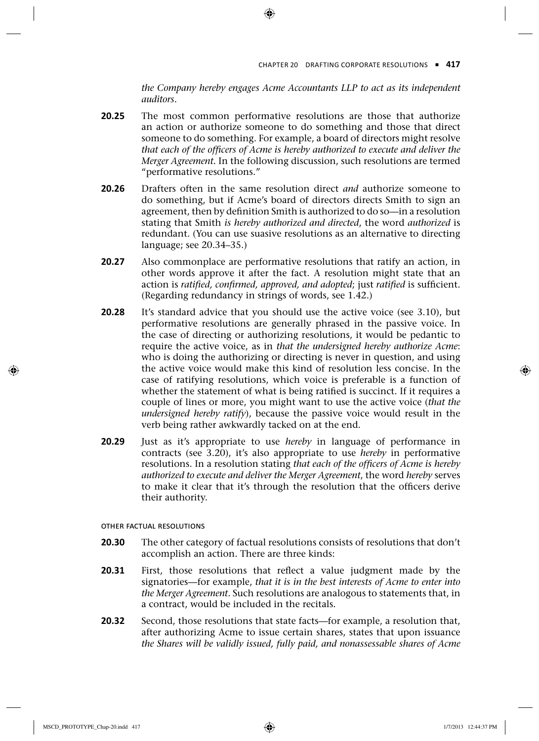*the Company hereby engages Acme Accountants LLP to act as its independent auditors*.

**20.25** The most common performative resolutions are those that authorize an action or authorize someone to do something and those that direct someone to do something. For example, a board of directors might resolve *that each of the officers of Acme is hereby authorized to execute and deliver the Merger Agreement*. In the following discussion, such resolutions are termed "performative resolutions."

**20.26** Drafters often in the same resolution direct *and* authorize someone to do something, but if Acme's board of directors directs Smith to sign an agreement, then by definition Smith is authorized to do so—in a resolution stating that Smith *is hereby authorized and directed*, the word *authorized* is redundant. (You can use suasive resolutions as an alternative to directing language; see 20.34–35.)

**20.27** Also commonplace are performative resolutions that ratify an action, in other words approve it after the fact. A resolution might state that an action is *ratified, confirmed, approved, and adopted*; just *ratified* is sufficient. (Regarding redundancy in strings of words, see 1.42.)

**20.28** It's standard advice that you should use the active voice (see 3.10), but performative resolutions are generally phrased in the passive voice. In the case of directing or authorizing resolutions, it would be pedantic to require the active voice, as in *that the undersigned hereby authorize Acme*: who is doing the authorizing or directing is never in question, and using the active voice would make this kind of resolution less concise. In the case of ratifying resolutions, which voice is preferable is a function of whether the statement of what is being ratified is succinct. If it requires a couple of lines or more, you might want to use the active voice (*that the undersigned hereby ratify*), because the passive voice would result in the verb being rather awkwardly tacked on at the end.

**20.29** Just as it's appropriate to use *hereby* in language of performance in contracts (see 3.20), it's also appropriate to use *hereby* in performative resolutions. In a resolution stating *that each of the officers of Acme is hereby authorized to execute and deliver the Merger Agreement*, the word *hereby* serves to make it clear that it's through the resolution that the officers derive their authority.

### OTHER FACTUAL RESOLUTIONS

**20.30** The other category of factual resolutions consists of resolutions that don't accomplish an action. There are three kinds:

**20.31** First, those resolutions that reflect a value judgment made by the signatories—for example, *that it is in the best interests of Acme to enter into the Merger Agreement*. Such resolutions are analogous to statements that, in a contract, would be included in the recitals.

**20.32** Second, those resolutions that state facts—for example, a resolution that, after authorizing Acme to issue certain shares, states that upon issuance *the Shares will be validly issued, fully paid, and nonassessable shares of Acme*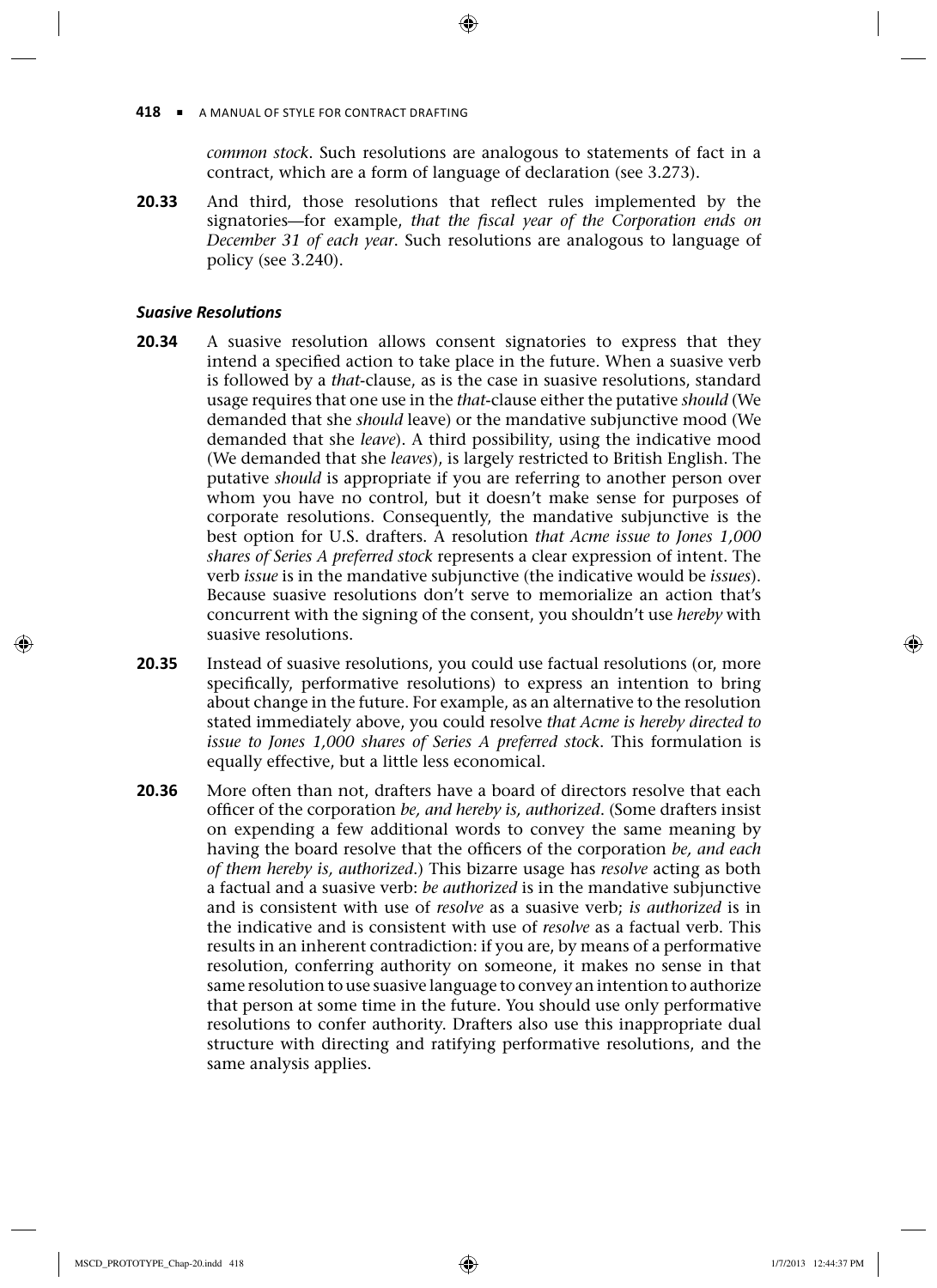*common stock*. Such resolutions are analogous to statements of fact in a contract, which are a form of language of declaration (see 3.273).

**20.33** And third, those resolutions that reflect rules implemented by the signatories—for example, *that the fiscal year of the Corporation ends on December 31 of each year*. Such resolutions are analogous to language of policy (see 3.240).

### *Suasive Resolutions*

**20.34** A suasive resolution allows consent signatories to express that they intend a specified action to take place in the future. When a suasive verb is followed by a *that*-clause, as is the case in suasive resolutions, standard usage requires that one use in the *that*-clause either the putative *should* (We demanded that she *should* leave) or the mandative subjunctive mood (We demanded that she *leave*). A third possibility, using the indicative mood (We demanded that she *leaves*), is largely restricted to British English. The putative *should* is appropriate if you are referring to another person over whom you have no control, but it doesn't make sense for purposes of corporate resolutions. Consequently, the mandative subjunctive is the best option for U.S. drafters. A resolution *that Acme issue to Jones 1,000 shares of Series A preferred stock* represents a clear expression of intent. The verb *issue* is in the mandative subjunctive (the indicative would be *issues*). Because suasive resolutions don't serve to memorialize an action that's concurrent with the signing of the consent, you shouldn't use *hereby* with suasive resolutions.

**20.35** Instead of suasive resolutions, you could use factual resolutions (or, more specifically, performative resolutions) to express an intention to bring about change in the future. For example, as an alternative to the resolution stated immediately above, you could resolve *that Acme is hereby directed to issue to Jones 1,000 shares of Series A preferred stock*. This formulation is equally effective, but a little less economical.

**20.36** More often than not, drafters have a board of directors resolve that each officer of the corporation *be, and hereby is, authorized*. (Some drafters insist on expending a few additional words to convey the same meaning by having the board resolve that the officers of the corporation *be, and each of them hereby is, authorized*.) This bizarre usage has *resolve* acting as both a factual and a suasive verb: *be authorized* is in the mandative subjunctive and is consistent with use of *resolve* as a suasive verb; *is authorized* is in the indicative and is consistent with use of *resolve* as a factual verb. This results in an inherent contradiction: if you are, by means of a performative resolution, conferring authority on someone, it makes no sense in that same resolution to use suasive language to convey an intention to authorize that person at some time in the future. You should use only performative resolutions to confer authority. Drafters also use this inappropriate dual structure with directing and ratifying performative resolutions, and the same analysis applies.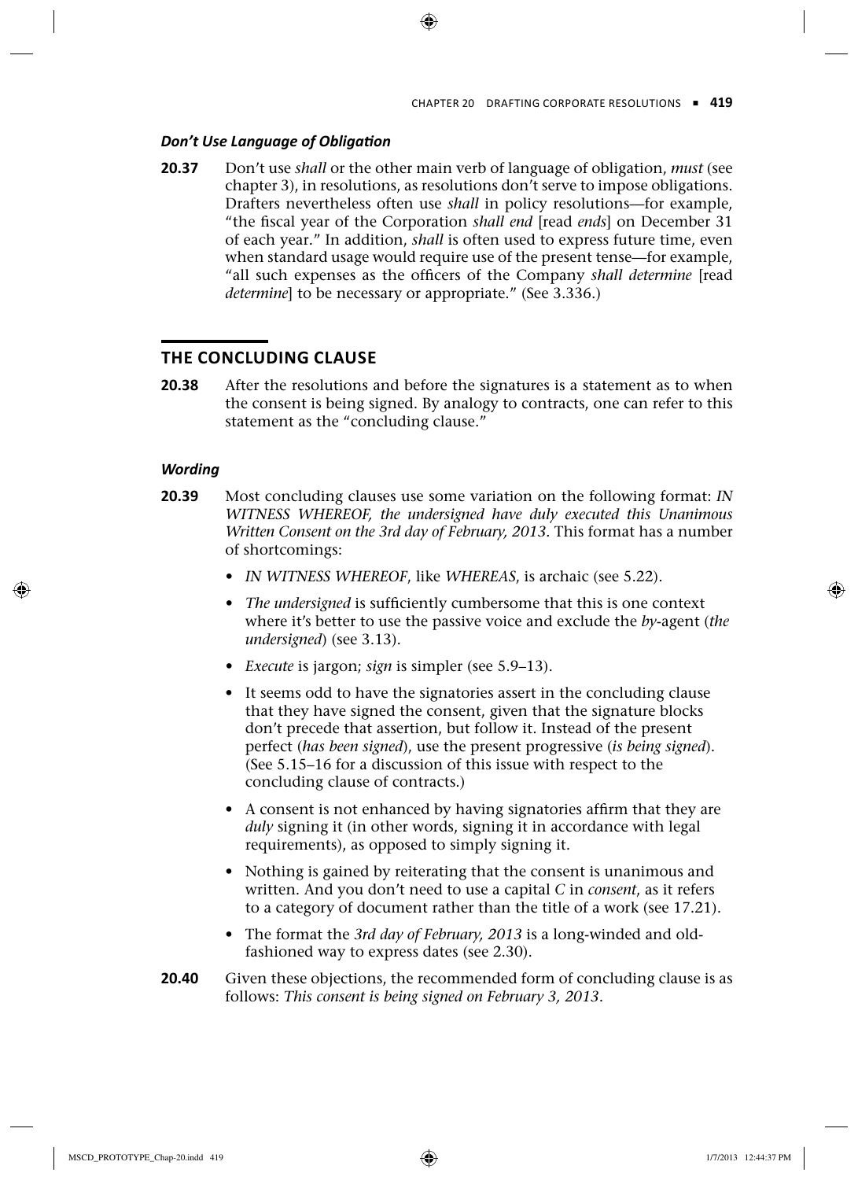### *Don't Use Language of Obligation*

**20.37** Don't use *shall* or the other main verb of language of obligation, *must* (see chapter 3), in resolutions, as resolutions don't serve to impose obligations. Drafters nevertheless often use *shall* in policy resolutions—for example, "the fiscal year of the Corporation *shall end* [read *ends*] on December 31 of each year." In addition, *shall* is often used to express future time, even when standard usage would require use of the present tense—for example, "all such expenses as the officers of the Company *shall determine* [read *determine*] to be necessary or appropriate." (See 3.336.)

## THE CONCLUDING CLAUSE

**20.38** After the resolutions and before the signatures is a statement as to when the consent is being signed. By analogy to contracts, one can refer to this statement as the "concluding clause."

### *Wording*

**20.39** Most concluding clauses use some variation on the following format: *IN WITNESS WHEREOF, the undersigned have duly executed this Unanimous Written Consent on the 3rd day of February, 2013*. This format has a number of shortcomings:

- *IN WITNESS WHEREOF*, like *WHEREAS*, is archaic (see 5.22).
- *The undersigned* is sufficiently cumbersome that this is one context where it's better to use the passive voice and exclude the *by*-agent (*the undersigned*) (see 3.13).
- *Execute* is jargon; *sign* is simpler (see 5.9–13).
- It seems odd to have the signatories assert in the concluding clause that they have signed the consent, given that the signature blocks don't precede that assertion, but follow it. Instead of the present perfect (*has been signed*), use the present progressive (*is being signed*). (See 5.15–16 for a discussion of this issue with respect to the concluding clause of contracts.)
- A consent is not enhanced by having signatories affirm that they are *duly* signing it (in other words, signing it in accordance with legal requirements), as opposed to simply signing it.
- Nothing is gained by reiterating that the consent is unanimous and written. And you don't need to use a capital *C* in *consent*, as it refers to a category of document rather than the title of a work (see 17.21).
- The format the *3rd day of February, 2013* is a long-winded and old-fashioned way to express dates (see 2.30).

**20.40** Given these objections, the recommended form of concluding clause is as follows: *This consent is being signed on February 3, 2013*.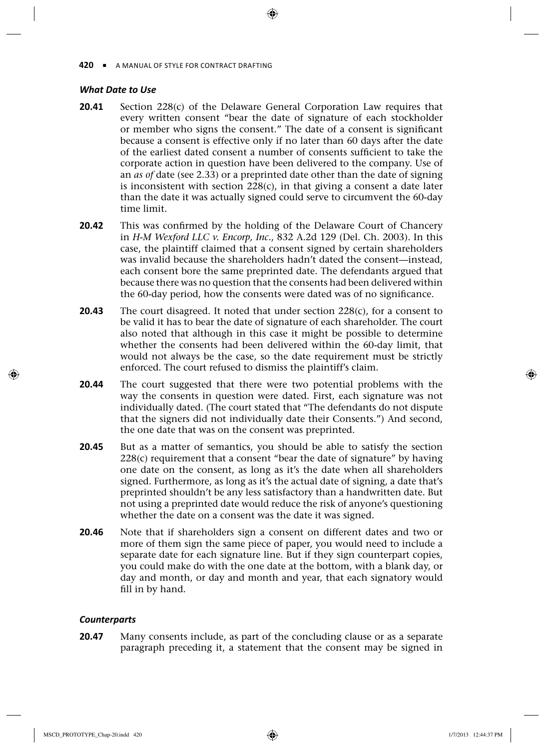### *What Date to Use*

**20.41** Section 228(c) of the Delaware General Corporation Law requires that every written consent "bear the date of signature of each stockholder or member who signs the consent." The date of a consent is significant because a consent is effective only if no later than 60 days after the date of the earliest dated consent a number of consents sufficient to take the corporate action in question have been delivered to the company. Use of an *as of* date (see 2.33) or a preprinted date other than the date of signing is inconsistent with section 228(c), in that giving a consent a date later than the date it was actually signed could serve to circumvent the 60-day time limit.

**20.42** This was confirmed by the holding of the Delaware Court of Chancery in *H-M Wexford LLC v. Encorp, Inc.*, 832 A.2d 129 (Del. Ch. 2003). In this case, the plaintiff claimed that a consent signed by certain shareholders was invalid because the shareholders hadn't dated the consent—instead, each consent bore the same preprinted date. The defendants argued that because there was no question that the consents had been delivered within the 60-day period, how the consents were dated was of no significance.

**20.43** The court disagreed. It noted that under section 228(c), for a consent to be valid it has to bear the date of signature of each shareholder. The court also noted that although in this case it might be possible to determine whether the consents had been delivered within the 60-day limit, that would not always be the case, so the date requirement must be strictly enforced. The court refused to dismiss the plaintiff's claim.

**20.44** The court suggested that there were two potential problems with the way the consents in question were dated. First, each signature was not individually dated. (The court stated that "The defendants do not dispute that the signers did not individually date their Consents.") And second, the one date that was on the consent was preprinted.

**20.45** But as a matter of semantics, you should be able to satisfy the section 228(c) requirement that a consent "bear the date of signature" by having one date on the consent, as long as it's the date when all shareholders signed. Furthermore, as long as it's the actual date of signing, a date that's preprinted shouldn't be any less satisfactory than a handwritten date. But not using a preprinted date would reduce the risk of anyone's questioning whether the date on a consent was the date it was signed.

**20.46** Note that if shareholders sign a consent on different dates and two or more of them sign the same piece of paper, you would need to include a separate date for each signature line. But if they sign counterpart copies, you could make do with the one date at the bottom, with a blank day, or day and month, or day and month and year, that each signatory would fill in by hand.

### *Counterparts*

**20.47** Many consents include, as part of the concluding clause or as a separate paragraph preceding it, a statement that the consent may be signed in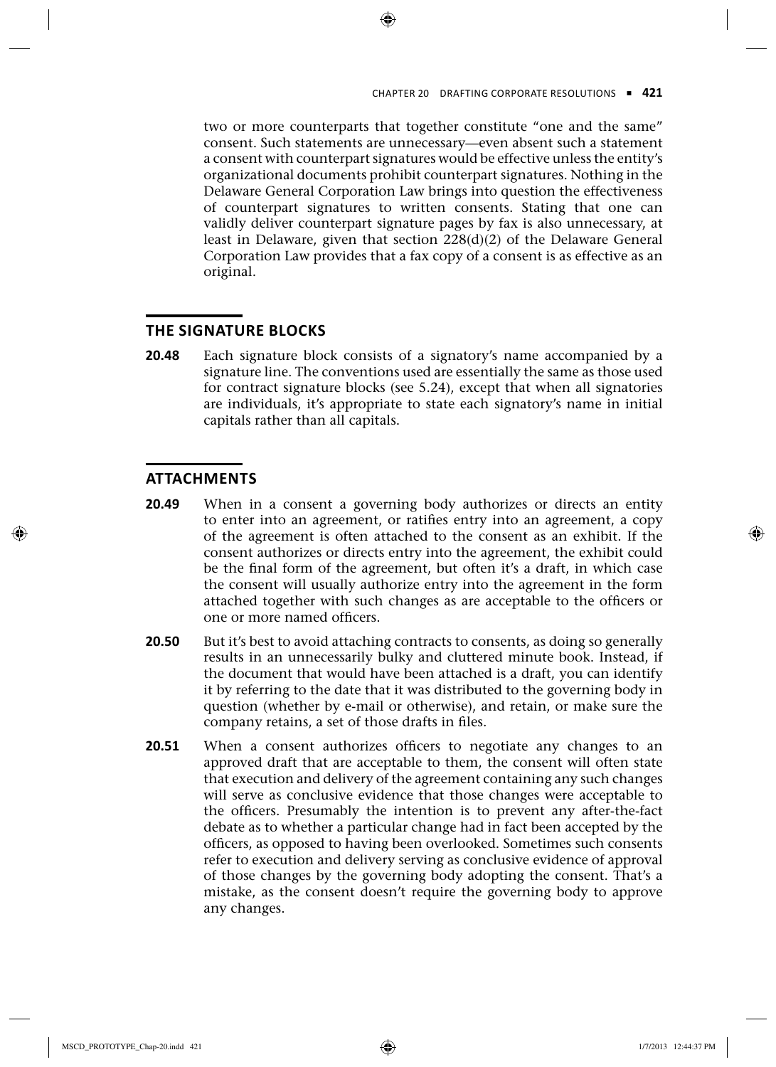two or more counterparts that together constitute "one and the same" consent. Such statements are unnecessary—even absent such a statement a consent with counterpart signatures would be effective unless the entity's organizational documents prohibit counterpart signatures. Nothing in the Delaware General Corporation Law brings into question the effectiveness of counterpart signatures to written consents. Stating that one can validly deliver counterpart signature pages by fax is also unnecessary, at least in Delaware, given that section 228(d)(2) of the Delaware General Corporation Law provides that a fax copy of a consent is as effective as an original.

## THE SIGNATURE BLOCKS

**20.48** Each signature block consists of a signatory's name accompanied by a signature line. The conventions used are essentially the same as those used for contract signature blocks (see 5.24), except that when all signatories are individuals, it's appropriate to state each signatory's name in initial capitals rather than all capitals.

## ATTACHMENTS

**20.49** When in a consent a governing body authorizes or directs an entity to enter into an agreement, or ratifies entry into an agreement, a copy of the agreement is often attached to the consent as an exhibit. If the consent authorizes or directs entry into the agreement, the exhibit could be the final form of the agreement, but often it's a draft, in which case the consent will usually authorize entry into the agreement in the form attached together with such changes as are acceptable to the officers or one or more named officers.

**20.50** But it's best to avoid attaching contracts to consents, as doing so generally results in an unnecessarily bulky and cluttered minute book. Instead, if the document that would have been attached is a draft, you can identify it by referring to the date that it was distributed to the governing body in question (whether by e-mail or otherwise), and retain, or make sure the company retains, a set of those drafts in files.

**20.51** When a consent authorizes officers to negotiate any changes to an approved draft that are acceptable to them, the consent will often state that execution and delivery of the agreement containing any such changes will serve as conclusive evidence that those changes were acceptable to the officers. Presumably the intention is to prevent any after-the-fact debate as to whether a particular change had in fact been accepted by the officers, as opposed to having been overlooked. Sometimes such consents refer to execution and delivery serving as conclusive evidence of approval of those changes by the governing body adopting the consent. That's a mistake, as the consent doesn't require the governing body to approve any changes.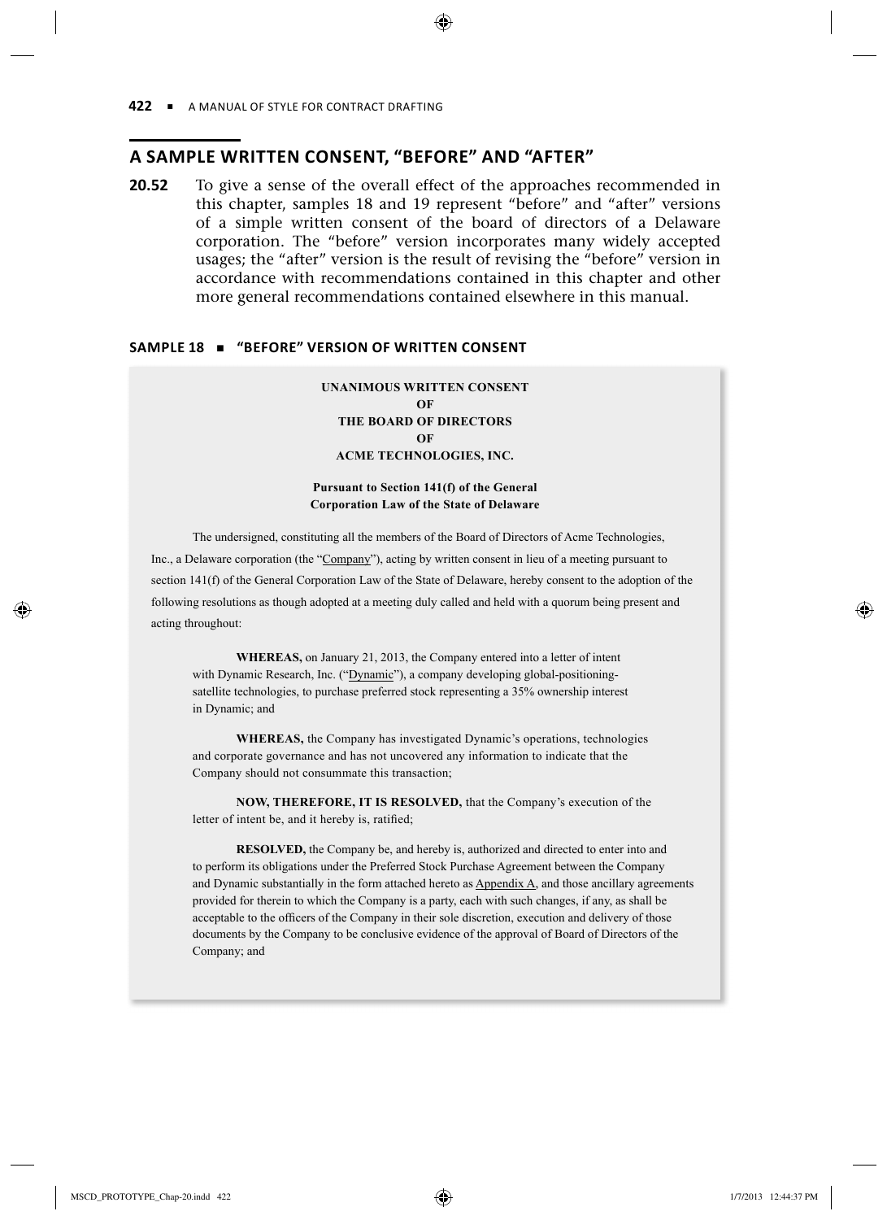## A SAMPLE WRITTEN CONSENT, "BEFORE" AND "AFTER"

**20.52** To give a sense of the overall effect of the approaches recommended in this chapter, samples 18 and 19 represent "before" and "after" versions of a simple written consent of the board of directors of a Delaware corporation. The "before" version incorporates many widely accepted usages; the "after" version is the result of revising the "before" version in accordance with recommendations contained in this chapter and other more general recommendations contained elsewhere in this manual.

#### SAMPLE 18 ■ "BEFORE" VERSION OF WRITTEN CONSENT

**UNANIMOUS WRITTEN CONSENT**
**OF**
**THE BOARD OF DIRECTORS**
**OF**
**ACME TECHNOLOGIES, INC.**

**Pursuant to Section 141(f) of the General Corporation Law of the State of Delaware**

The undersigned, constituting all the members of the Board of Directors of Acme Technologies, Inc., a Delaware corporation (the "Company"), acting by written consent in lieu of a meeting pursuant to section 141(f) of the General Corporation Law of the State of Delaware, hereby consent to the adoption of the following resolutions as though adopted at a meeting duly called and held with a quorum being present and acting throughout:

**WHEREAS,** on January 21, 2013, the Company entered into a letter of intent with Dynamic Research, Inc. ("Dynamic"), a company developing global-positioning-satellite technologies, to purchase preferred stock representing a 35% ownership interest in Dynamic; and

**WHEREAS,** the Company has investigated Dynamic's operations, technologies and corporate governance and has not uncovered any information to indicate that the Company should not consummate this transaction;

**NOW, THEREFORE, IT IS RESOLVED,** that the Company's execution of the letter of intent be, and it hereby is, ratified;

**RESOLVED,** the Company be, and hereby is, authorized and directed to enter into and to perform its obligations under the Preferred Stock Purchase Agreement between the Company and Dynamic substantially in the form attached hereto as Appendix A, and those ancillary agreements provided for therein to which the Company is a party, each with such changes, if any, as shall be acceptable to the officers of the Company in their sole discretion, execution and delivery of those documents by the Company to be conclusive evidence of the approval of Board of Directors of the Company; and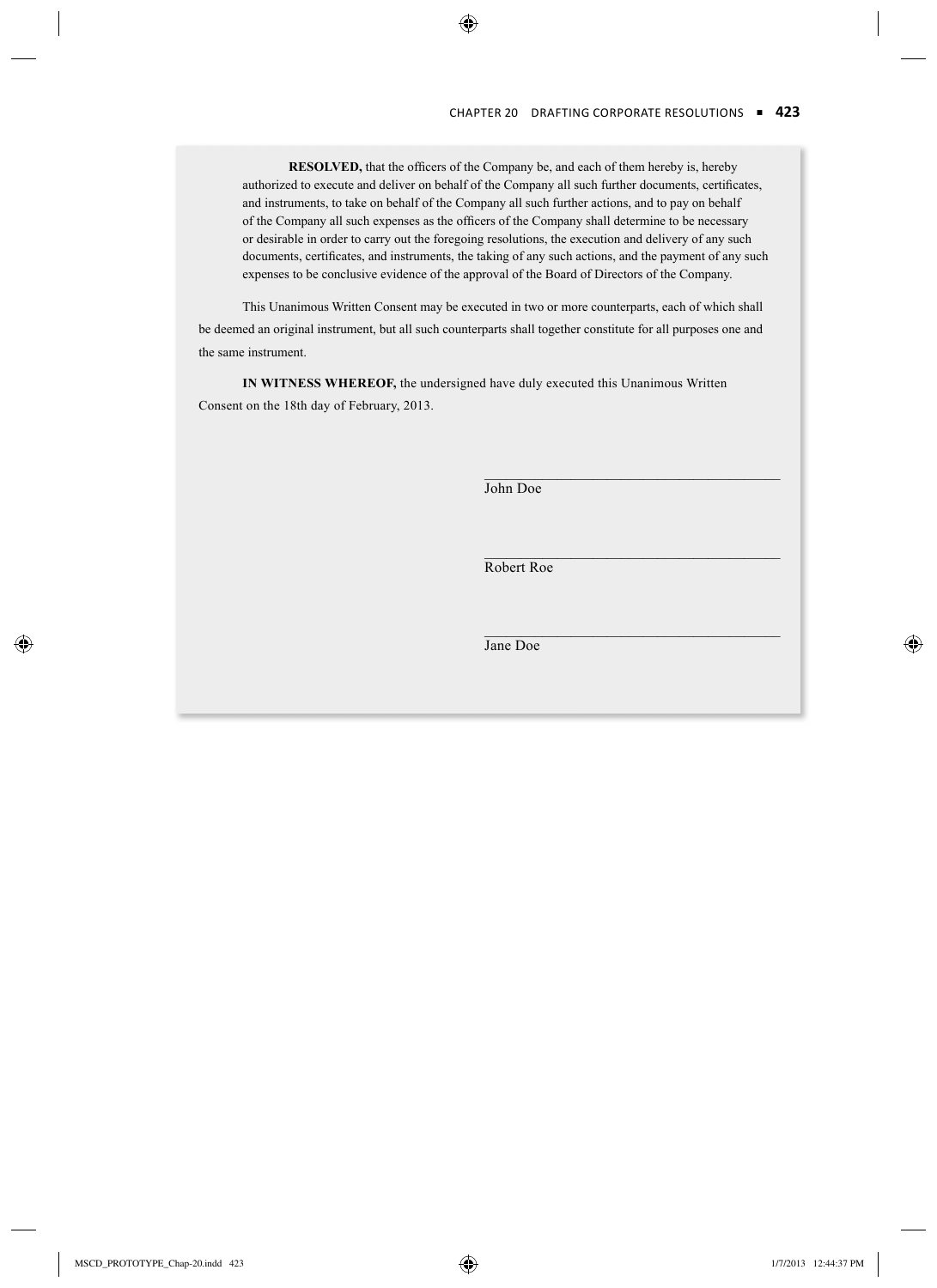**RESOLVED,** that the officers of the Company be, and each of them hereby is, hereby authorized to execute and deliver on behalf of the Company all such further documents, certificates, and instruments, to take on behalf of the Company all such further actions, and to pay on behalf of the Company all such expenses as the officers of the Company shall determine to be necessary or desirable in order to carry out the foregoing resolutions, the execution and delivery of any such documents, certificates, and instruments, the taking of any such actions, and the payment of any such expenses to be conclusive evidence of the approval of the Board of Directors of the Company.

This Unanimous Written Consent may be executed in two or more counterparts, each of which shall be deemed an original instrument, but all such counterparts shall together constitute for all purposes one and the same instrument.

**IN WITNESS WHEREOF,** the undersigned have duly executed this Unanimous Written Consent on the 18th day of February, 2013.

\_\_\_\_\_\_\_\_\_\_\_\_\_\_\_\_\_\_\_\_\_\_\_\_\_\_\_\_\_\_\_\_\_\_\_\_\_\_\_\_
John Doe

\_\_\_\_\_\_\_\_\_\_\_\_\_\_\_\_\_\_\_\_\_\_\_\_\_\_\_\_\_\_\_\_\_\_\_\_\_\_\_\_
Robert Roe

\_\_\_\_\_\_\_\_\_\_\_\_\_\_\_\_\_\_\_\_\_\_\_\_\_\_\_\_\_\_\_\_\_\_\_\_\_\_\_\_
Jane Doe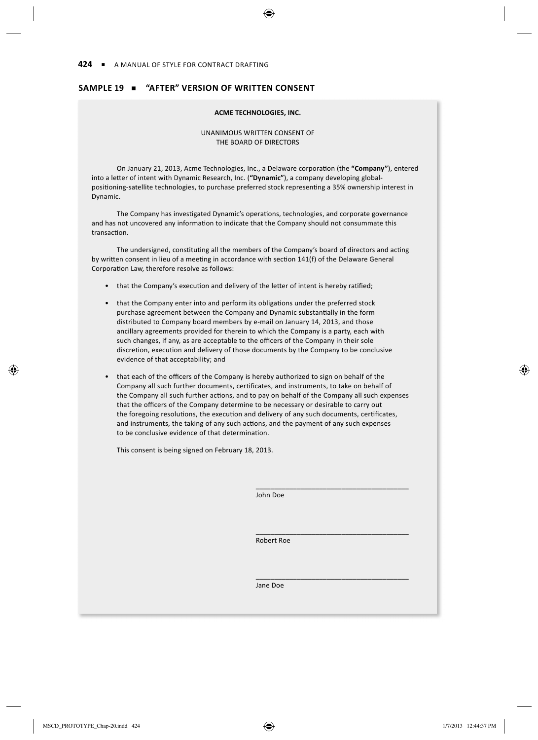## SAMPLE 19 ■ "AFTER" VERSION OF WRITTEN CONSENT

**ACME TECHNOLOGIES, INC.**

UNANIMOUS WRITTEN CONSENT OF
THE BOARD OF DIRECTORS

On January 21, 2013, Acme Technologies, Inc., a Delaware corporation (the **"Company"**), entered into a letter of intent with Dynamic Research, Inc. (**"Dynamic"**), a company developing global-positioning-satellite technologies, to purchase preferred stock representing a 35% ownership interest in Dynamic.

The Company has investigated Dynamic's operations, technologies, and corporate governance and has not uncovered any information to indicate that the Company should not consummate this transaction.

The undersigned, constituting all the members of the Company's board of directors and acting by written consent in lieu of a meeting in accordance with section 141(f) of the Delaware General Corporation Law, therefore resolve as follows:

- that the Company's execution and delivery of the letter of intent is hereby ratified;
- that the Company enter into and perform its obligations under the preferred stock purchase agreement between the Company and Dynamic substantially in the form distributed to Company board members by e-mail on January 14, 2013, and those ancillary agreements provided for therein to which the Company is a party, each with such changes, if any, as are acceptable to the officers of the Company in their sole discretion, execution and delivery of those documents by the Company to be conclusive evidence of that acceptability; and
- that each of the officers of the Company is hereby authorized to sign on behalf of the Company all such further documents, certificates, and instruments, to take on behalf of the Company all such further actions, and to pay on behalf of the Company all such expenses that the officers of the Company determine to be necessary or desirable to carry out the foregoing resolutions, the execution and delivery of any such documents, certificates, and instruments, the taking of any such actions, and the payment of any such expenses to be conclusive evidence of that determination.

This consent is being signed on February 18, 2013.

\_\_\_\_\_\_\_\_\_\_\_\_\_\_\_\_\_\_\_\_\_\_\_\_\_\_\_\_\_\_\_\_\_\_\_\_\_\_\_\_
John Doe

\_\_\_\_\_\_\_\_\_\_\_\_\_\_\_\_\_\_\_\_\_\_\_\_\_\_\_\_\_\_\_\_\_\_\_\_\_\_\_\_
Robert Roe

\_\_\_\_\_\_\_\_\_\_\_\_\_\_\_\_\_\_\_\_\_\_\_\_\_\_\_\_\_\_\_\_\_\_\_\_\_\_\_\_
Jane Doe